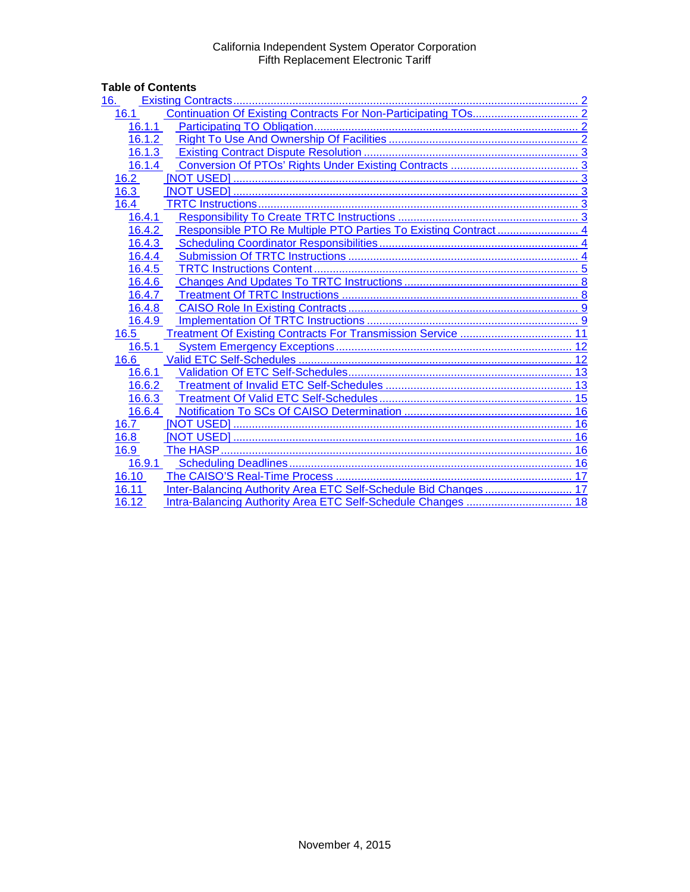California Independent System Operator Corporation
Fifth Replacement Electronic Tariff

**Table of Contents**

- 16. Existing Contracts ..... 2
  - 16.1 Continuation Of Existing Contracts For Non-Participating TOs ..... 2
    - 16.1.1 Participating TO Obligation ..... 2
    - 16.1.2 Right To Use And Ownership Of Facilities ..... 2
    - 16.1.3 Existing Contract Dispute Resolution ..... 3
    - 16.1.4 Conversion Of PTOs' Rights Under Existing Contracts ..... 3
  - 16.2 [NOT USED] ..... 3
  - 16.3 [NOT USED] ..... 3
  - 16.4 TRTC Instructions ..... 3
    - 16.4.1 Responsibility To Create TRTC Instructions ..... 3
    - 16.4.2 Responsible PTO Re Multiple PTO Parties To Existing Contract ..... 4
    - 16.4.3 Scheduling Coordinator Responsibilities ..... 4
    - 16.4.4 Submission Of TRTC Instructions ..... 4
    - 16.4.5 TRTC Instructions Content ..... 5
    - 16.4.6 Changes And Updates To TRTC Instructions ..... 8
    - 16.4.7 Treatment Of TRTC Instructions ..... 8
    - 16.4.8 CAISO Role In Existing Contracts ..... 9
    - 16.4.9 Implementation Of TRTC Instructions ..... 9
  - 16.5 Treatment Of Existing Contracts For Transmission Service ..... 11
    - 16.5.1 System Emergency Exceptions ..... 12
  - 16.6 Valid ETC Self-Schedules ..... 12
    - 16.6.1 Validation Of ETC Self-Schedules ..... 13
    - 16.6.2 Treatment of Invalid ETC Self-Schedules ..... 13
    - 16.6.3 Treatment Of Valid ETC Self-Schedules ..... 15
    - 16.6.4 Notification To SCs Of CAISO Determination ..... 16
  - 16.7 [NOT USED] ..... 16
  - 16.8 [NOT USED] ..... 16
  - 16.9 The HASP ..... 16
    - 16.9.1 Scheduling Deadlines ..... 16
  - 16.10 The CAISO'S Real-Time Process ..... 17
  - 16.11 Inter-Balancing Authority Area ETC Self-Schedule Bid Changes ..... 17
  - 16.12 Intra-Balancing Authority Area ETC Self-Schedule Changes ..... 18

November 4, 2015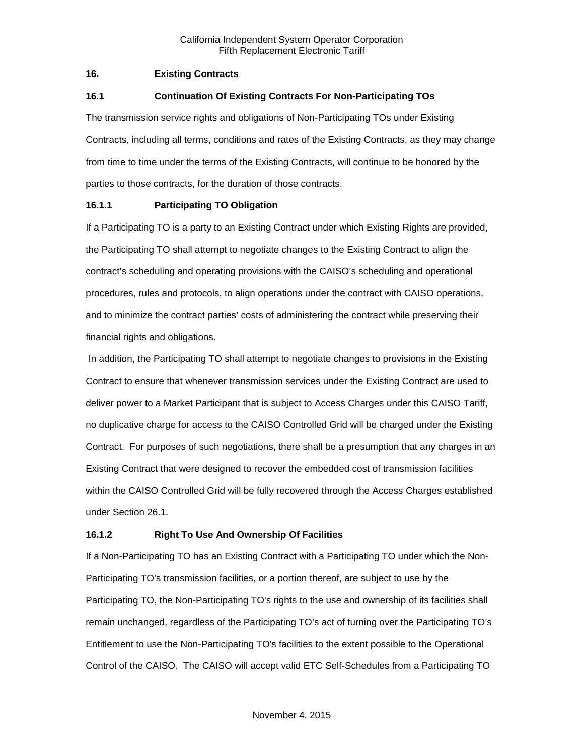## 16. Existing Contracts

### 16.1 Continuation Of Existing Contracts For Non-Participating TOs

The transmission service rights and obligations of Non-Participating TOs under Existing Contracts, including all terms, conditions and rates of the Existing Contracts, as they may change from time to time under the terms of the Existing Contracts, will continue to be honored by the parties to those contracts, for the duration of those contracts.

#### 16.1.1 Participating TO Obligation

If a Participating TO is a party to an Existing Contract under which Existing Rights are provided, the Participating TO shall attempt to negotiate changes to the Existing Contract to align the contract's scheduling and operating provisions with the CAISO's scheduling and operational procedures, rules and protocols, to align operations under the contract with CAISO operations, and to minimize the contract parties' costs of administering the contract while preserving their financial rights and obligations.

In addition, the Participating TO shall attempt to negotiate changes to provisions in the Existing Contract to ensure that whenever transmission services under the Existing Contract are used to deliver power to a Market Participant that is subject to Access Charges under this CAISO Tariff, no duplicative charge for access to the CAISO Controlled Grid will be charged under the Existing Contract. For purposes of such negotiations, there shall be a presumption that any charges in an Existing Contract that were designed to recover the embedded cost of transmission facilities within the CAISO Controlled Grid will be fully recovered through the Access Charges established under Section 26.1.

#### 16.1.2 Right To Use And Ownership Of Facilities

If a Non-Participating TO has an Existing Contract with a Participating TO under which the Non-Participating TO's transmission facilities, or a portion thereof, are subject to use by the Participating TO, the Non-Participating TO's rights to the use and ownership of its facilities shall remain unchanged, regardless of the Participating TO's act of turning over the Participating TO's Entitlement to use the Non-Participating TO's facilities to the extent possible to the Operational Control of the CAISO. The CAISO will accept valid ETC Self-Schedules from a Participating TO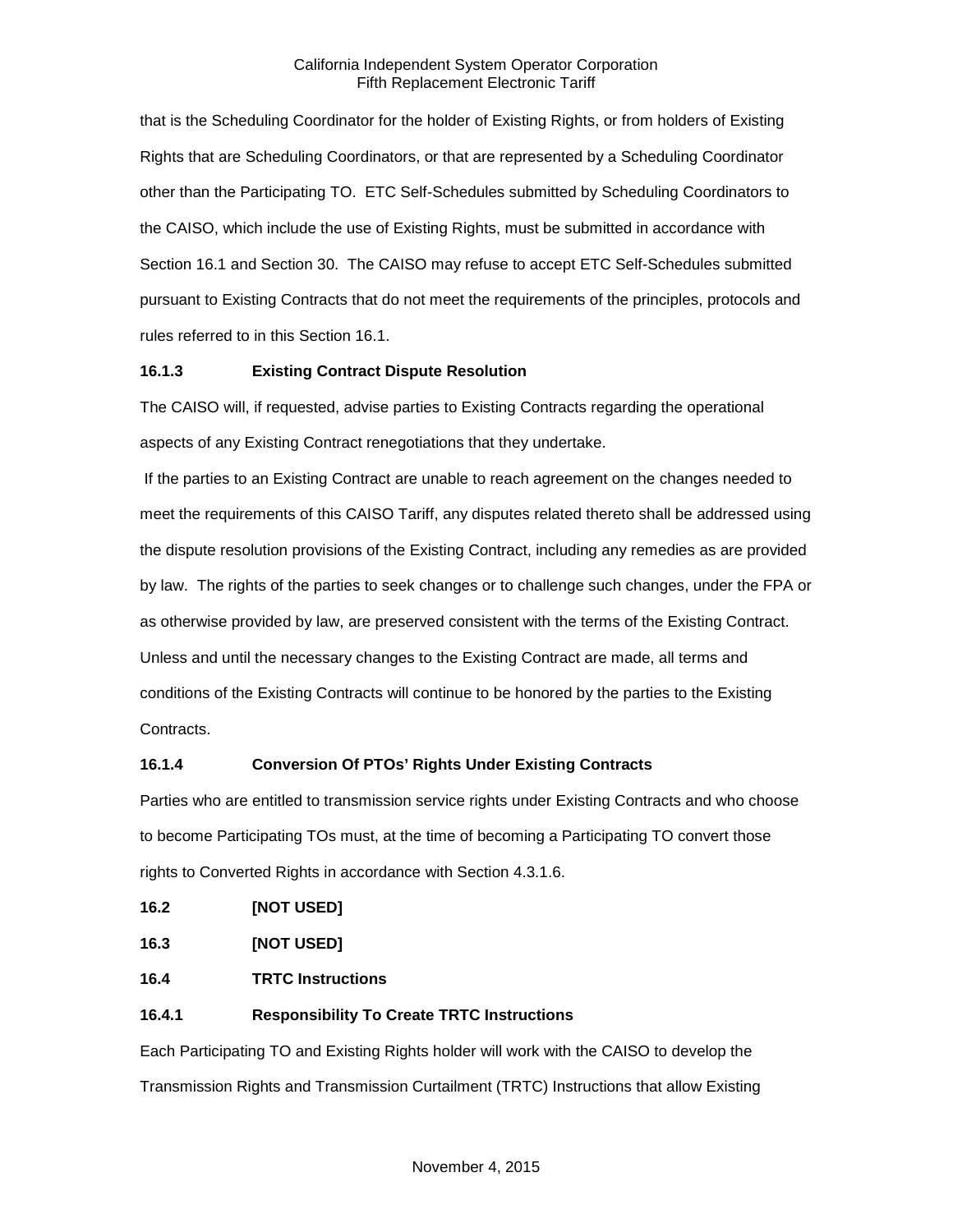that is the Scheduling Coordinator for the holder of Existing Rights, or from holders of Existing Rights that are Scheduling Coordinators, or that are represented by a Scheduling Coordinator other than the Participating TO. ETC Self-Schedules submitted by Scheduling Coordinators to the CAISO, which include the use of Existing Rights, must be submitted in accordance with Section 16.1 and Section 30. The CAISO may refuse to accept ETC Self-Schedules submitted pursuant to Existing Contracts that do not meet the requirements of the principles, protocols and rules referred to in this Section 16.1.

**16.1.3 Existing Contract Dispute Resolution**

The CAISO will, if requested, advise parties to Existing Contracts regarding the operational aspects of any Existing Contract renegotiations that they undertake.

If the parties to an Existing Contract are unable to reach agreement on the changes needed to meet the requirements of this CAISO Tariff, any disputes related thereto shall be addressed using the dispute resolution provisions of the Existing Contract, including any remedies as are provided by law. The rights of the parties to seek changes or to challenge such changes, under the FPA or as otherwise provided by law, are preserved consistent with the terms of the Existing Contract. Unless and until the necessary changes to the Existing Contract are made, all terms and conditions of the Existing Contracts will continue to be honored by the parties to the Existing Contracts.

**16.1.4 Conversion Of PTOs' Rights Under Existing Contracts**

Parties who are entitled to transmission service rights under Existing Contracts and who choose to become Participating TOs must, at the time of becoming a Participating TO convert those rights to Converted Rights in accordance with Section 4.3.1.6.

**16.2 [NOT USED]**

**16.3 [NOT USED]**

**16.4 TRTC Instructions**

**16.4.1 Responsibility To Create TRTC Instructions**

Each Participating TO and Existing Rights holder will work with the CAISO to develop the Transmission Rights and Transmission Curtailment (TRTC) Instructions that allow Existing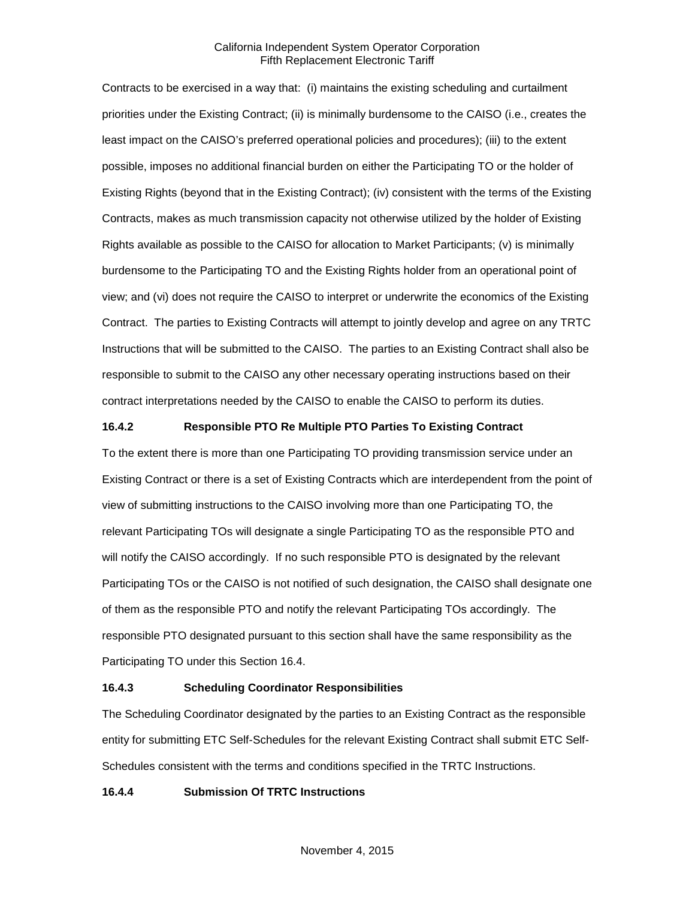Contracts to be exercised in a way that: (i) maintains the existing scheduling and curtailment priorities under the Existing Contract; (ii) is minimally burdensome to the CAISO (i.e., creates the least impact on the CAISO's preferred operational policies and procedures); (iii) to the extent possible, imposes no additional financial burden on either the Participating TO or the holder of Existing Rights (beyond that in the Existing Contract); (iv) consistent with the terms of the Existing Contracts, makes as much transmission capacity not otherwise utilized by the holder of Existing Rights available as possible to the CAISO for allocation to Market Participants; (v) is minimally burdensome to the Participating TO and the Existing Rights holder from an operational point of view; and (vi) does not require the CAISO to interpret or underwrite the economics of the Existing Contract. The parties to Existing Contracts will attempt to jointly develop and agree on any TRTC Instructions that will be submitted to the CAISO. The parties to an Existing Contract shall also be responsible to submit to the CAISO any other necessary operating instructions based on their contract interpretations needed by the CAISO to enable the CAISO to perform its duties.

### 16.4.2 Responsible PTO Re Multiple PTO Parties To Existing Contract

To the extent there is more than one Participating TO providing transmission service under an Existing Contract or there is a set of Existing Contracts which are interdependent from the point of view of submitting instructions to the CAISO involving more than one Participating TO, the relevant Participating TOs will designate a single Participating TO as the responsible PTO and will notify the CAISO accordingly. If no such responsible PTO is designated by the relevant Participating TOs or the CAISO is not notified of such designation, the CAISO shall designate one of them as the responsible PTO and notify the relevant Participating TOs accordingly. The responsible PTO designated pursuant to this section shall have the same responsibility as the Participating TO under this Section 16.4.

### 16.4.3 Scheduling Coordinator Responsibilities

The Scheduling Coordinator designated by the parties to an Existing Contract as the responsible entity for submitting ETC Self-Schedules for the relevant Existing Contract shall submit ETC Self-Schedules consistent with the terms and conditions specified in the TRTC Instructions.

### 16.4.4 Submission Of TRTC Instructions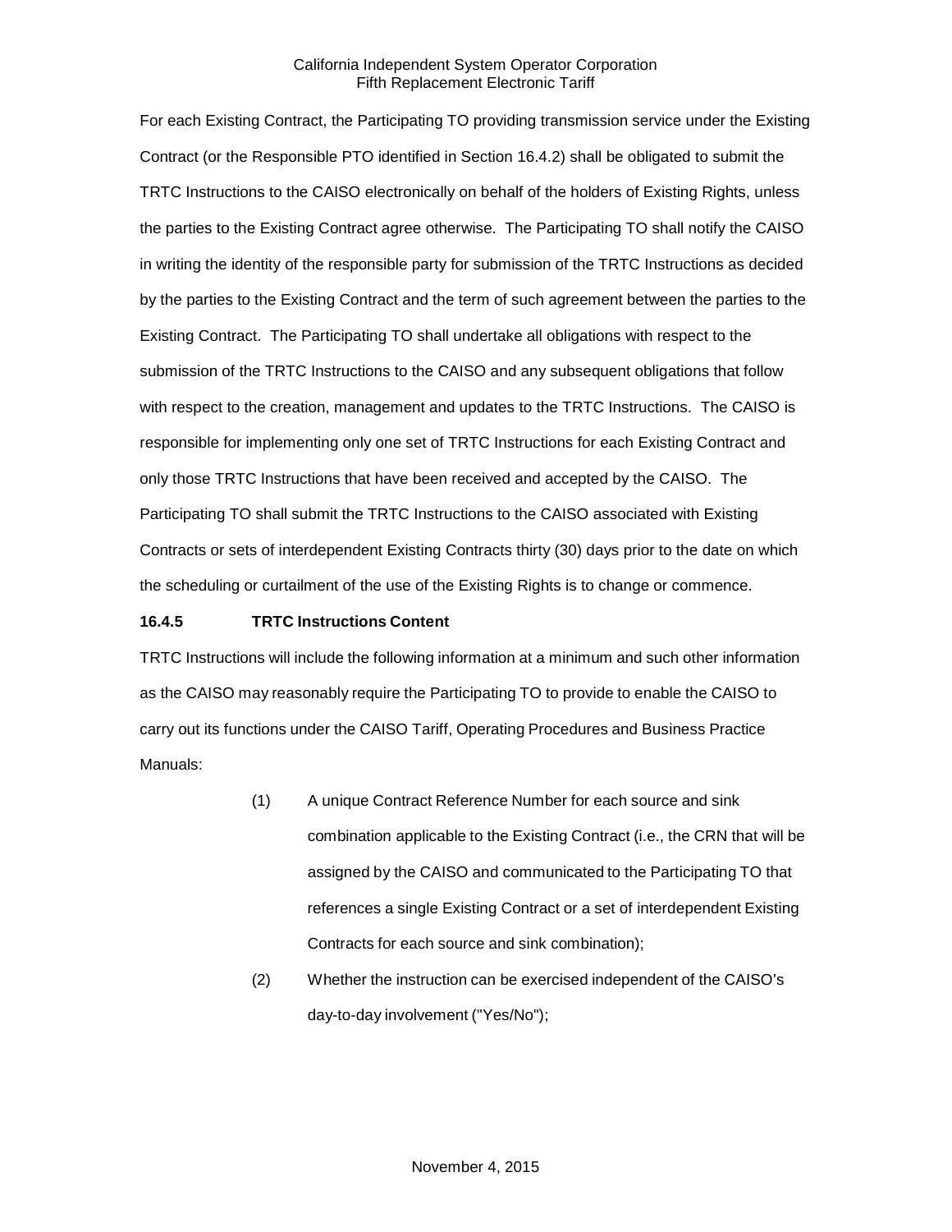For each Existing Contract, the Participating TO providing transmission service under the Existing Contract (or the Responsible PTO identified in Section 16.4.2) shall be obligated to submit the TRTC Instructions to the CAISO electronically on behalf of the holders of Existing Rights, unless the parties to the Existing Contract agree otherwise. The Participating TO shall notify the CAISO in writing the identity of the responsible party for submission of the TRTC Instructions as decided by the parties to the Existing Contract and the term of such agreement between the parties to the Existing Contract. The Participating TO shall undertake all obligations with respect to the submission of the TRTC Instructions to the CAISO and any subsequent obligations that follow with respect to the creation, management and updates to the TRTC Instructions. The CAISO is responsible for implementing only one set of TRTC Instructions for each Existing Contract and only those TRTC Instructions that have been received and accepted by the CAISO. The Participating TO shall submit the TRTC Instructions to the CAISO associated with Existing Contracts or sets of interdependent Existing Contracts thirty (30) days prior to the date on which the scheduling or curtailment of the use of the Existing Rights is to change or commence.

**16.4.5 TRTC Instructions Content**

TRTC Instructions will include the following information at a minimum and such other information as the CAISO may reasonably require the Participating TO to provide to enable the CAISO to carry out its functions under the CAISO Tariff, Operating Procedures and Business Practice Manuals:

(1) A unique Contract Reference Number for each source and sink combination applicable to the Existing Contract (i.e., the CRN that will be assigned by the CAISO and communicated to the Participating TO that references a single Existing Contract or a set of interdependent Existing Contracts for each source and sink combination);

(2) Whether the instruction can be exercised independent of the CAISO's day-to-day involvement ("Yes/No");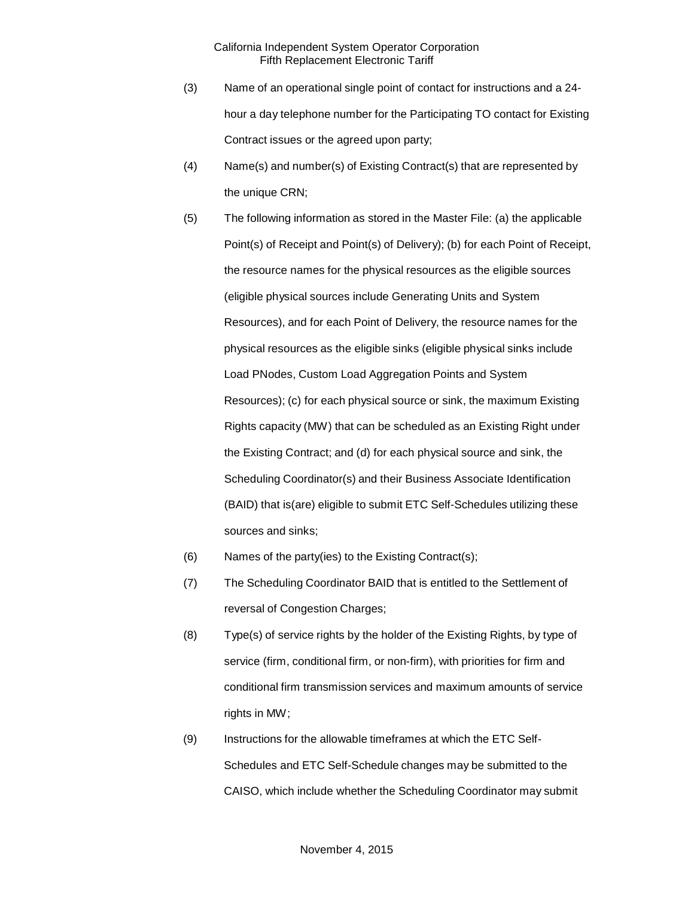(3) Name of an operational single point of contact for instructions and a 24-hour a day telephone number for the Participating TO contact for Existing Contract issues or the agreed upon party;

(4) Name(s) and number(s) of Existing Contract(s) that are represented by the unique CRN;

(5) The following information as stored in the Master File: (a) the applicable Point(s) of Receipt and Point(s) of Delivery); (b) for each Point of Receipt, the resource names for the physical resources as the eligible sources (eligible physical sources include Generating Units and System Resources), and for each Point of Delivery, the resource names for the physical resources as the eligible sinks (eligible physical sinks include Load PNodes, Custom Load Aggregation Points and System Resources); (c) for each physical source or sink, the maximum Existing Rights capacity (MW) that can be scheduled as an Existing Right under the Existing Contract; and (d) for each physical source and sink, the Scheduling Coordinator(s) and their Business Associate Identification (BAID) that is(are) eligible to submit ETC Self-Schedules utilizing these sources and sinks;

(6) Names of the party(ies) to the Existing Contract(s);

(7) The Scheduling Coordinator BAID that is entitled to the Settlement of reversal of Congestion Charges;

(8) Type(s) of service rights by the holder of the Existing Rights, by type of service (firm, conditional firm, or non-firm), with priorities for firm and conditional firm transmission services and maximum amounts of service rights in MW;

(9) Instructions for the allowable timeframes at which the ETC Self-Schedules and ETC Self-Schedule changes may be submitted to the CAISO, which include whether the Scheduling Coordinator may submit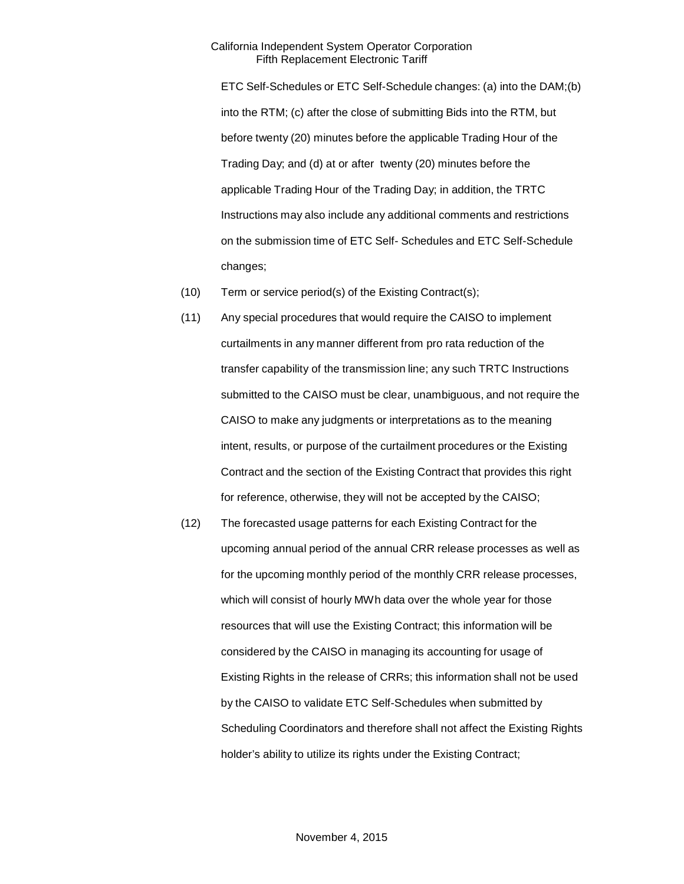ETC Self-Schedules or ETC Self-Schedule changes: (a) into the DAM;(b) into the RTM; (c) after the close of submitting Bids into the RTM, but before twenty (20) minutes before the applicable Trading Hour of the Trading Day; and (d) at or after twenty (20) minutes before the applicable Trading Hour of the Trading Day; in addition, the TRTC Instructions may also include any additional comments and restrictions on the submission time of ETC Self- Schedules and ETC Self-Schedule changes;

(10) Term or service period(s) of the Existing Contract(s);

(11) Any special procedures that would require the CAISO to implement curtailments in any manner different from pro rata reduction of the transfer capability of the transmission line; any such TRTC Instructions submitted to the CAISO must be clear, unambiguous, and not require the CAISO to make any judgments or interpretations as to the meaning intent, results, or purpose of the curtailment procedures or the Existing Contract and the section of the Existing Contract that provides this right for reference, otherwise, they will not be accepted by the CAISO;

(12) The forecasted usage patterns for each Existing Contract for the upcoming annual period of the annual CRR release processes as well as for the upcoming monthly period of the monthly CRR release processes, which will consist of hourly MWh data over the whole year for those resources that will use the Existing Contract; this information will be considered by the CAISO in managing its accounting for usage of Existing Rights in the release of CRRs; this information shall not be used by the CAISO to validate ETC Self-Schedules when submitted by Scheduling Coordinators and therefore shall not affect the Existing Rights holder's ability to utilize its rights under the Existing Contract;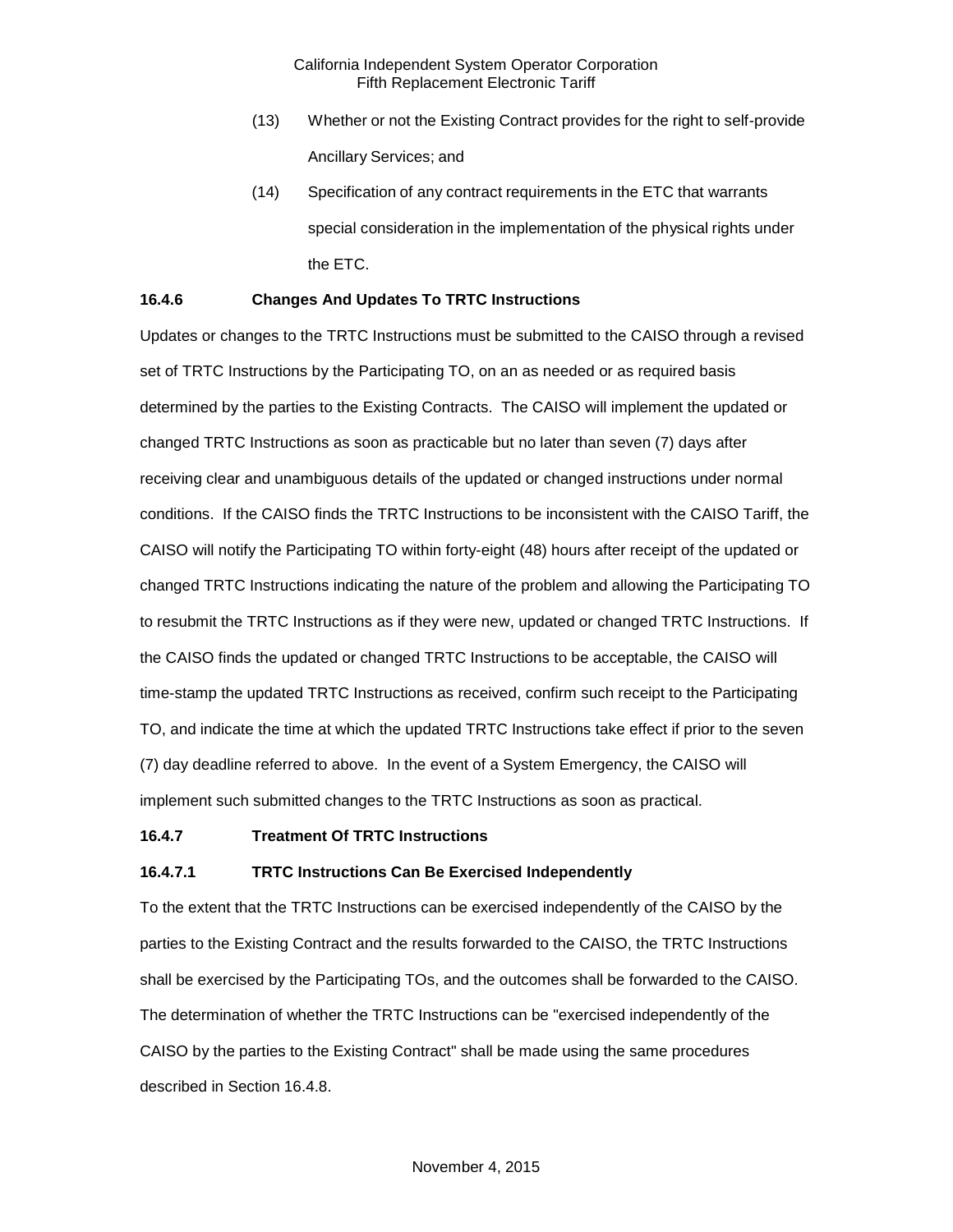(13) Whether or not the Existing Contract provides for the right to self-provide Ancillary Services; and

(14) Specification of any contract requirements in the ETC that warrants special consideration in the implementation of the physical rights under the ETC.

**16.4.6 Changes And Updates To TRTC Instructions**

Updates or changes to the TRTC Instructions must be submitted to the CAISO through a revised set of TRTC Instructions by the Participating TO, on an as needed or as required basis determined by the parties to the Existing Contracts. The CAISO will implement the updated or changed TRTC Instructions as soon as practicable but no later than seven (7) days after receiving clear and unambiguous details of the updated or changed instructions under normal conditions. If the CAISO finds the TRTC Instructions to be inconsistent with the CAISO Tariff, the CAISO will notify the Participating TO within forty-eight (48) hours after receipt of the updated or changed TRTC Instructions indicating the nature of the problem and allowing the Participating TO to resubmit the TRTC Instructions as if they were new, updated or changed TRTC Instructions. If the CAISO finds the updated or changed TRTC Instructions to be acceptable, the CAISO will time-stamp the updated TRTC Instructions as received, confirm such receipt to the Participating TO, and indicate the time at which the updated TRTC Instructions take effect if prior to the seven (7) day deadline referred to above. In the event of a System Emergency, the CAISO will implement such submitted changes to the TRTC Instructions as soon as practical.

**16.4.7 Treatment Of TRTC Instructions**

**16.4.7.1 TRTC Instructions Can Be Exercised Independently**

To the extent that the TRTC Instructions can be exercised independently of the CAISO by the parties to the Existing Contract and the results forwarded to the CAISO, the TRTC Instructions shall be exercised by the Participating TOs, and the outcomes shall be forwarded to the CAISO. The determination of whether the TRTC Instructions can be "exercised independently of the CAISO by the parties to the Existing Contract" shall be made using the same procedures described in Section 16.4.8.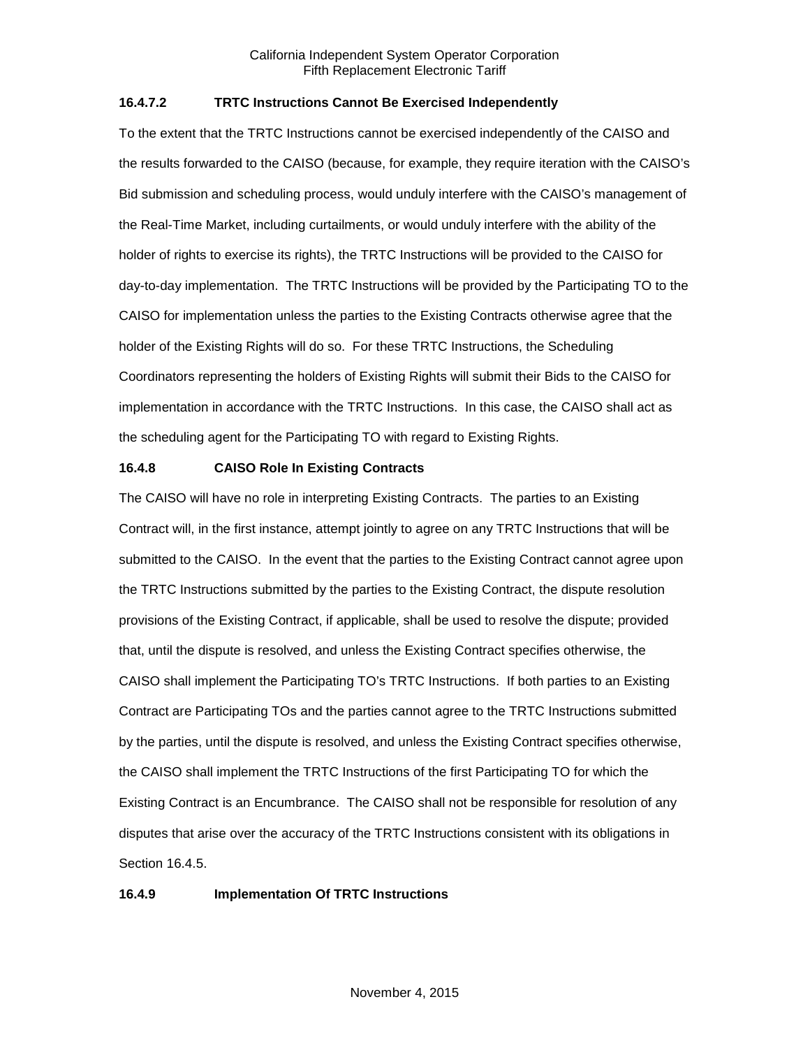#### 16.4.7.2 TRTC Instructions Cannot Be Exercised Independently

To the extent that the TRTC Instructions cannot be exercised independently of the CAISO and the results forwarded to the CAISO (because, for example, they require iteration with the CAISO's Bid submission and scheduling process, would unduly interfere with the CAISO's management of the Real-Time Market, including curtailments, or would unduly interfere with the ability of the holder of rights to exercise its rights), the TRTC Instructions will be provided to the CAISO for day-to-day implementation. The TRTC Instructions will be provided by the Participating TO to the CAISO for implementation unless the parties to the Existing Contracts otherwise agree that the holder of the Existing Rights will do so. For these TRTC Instructions, the Scheduling Coordinators representing the holders of Existing Rights will submit their Bids to the CAISO for implementation in accordance with the TRTC Instructions. In this case, the CAISO shall act as the scheduling agent for the Participating TO with regard to Existing Rights.

### 16.4.8 CAISO Role In Existing Contracts

The CAISO will have no role in interpreting Existing Contracts. The parties to an Existing Contract will, in the first instance, attempt jointly to agree on any TRTC Instructions that will be submitted to the CAISO. In the event that the parties to the Existing Contract cannot agree upon the TRTC Instructions submitted by the parties to the Existing Contract, the dispute resolution provisions of the Existing Contract, if applicable, shall be used to resolve the dispute; provided that, until the dispute is resolved, and unless the Existing Contract specifies otherwise, the CAISO shall implement the Participating TO's TRTC Instructions. If both parties to an Existing Contract are Participating TOs and the parties cannot agree to the TRTC Instructions submitted by the parties, until the dispute is resolved, and unless the Existing Contract specifies otherwise, the CAISO shall implement the TRTC Instructions of the first Participating TO for which the Existing Contract is an Encumbrance. The CAISO shall not be responsible for resolution of any disputes that arise over the accuracy of the TRTC Instructions consistent with its obligations in Section 16.4.5.

### 16.4.9 Implementation Of TRTC Instructions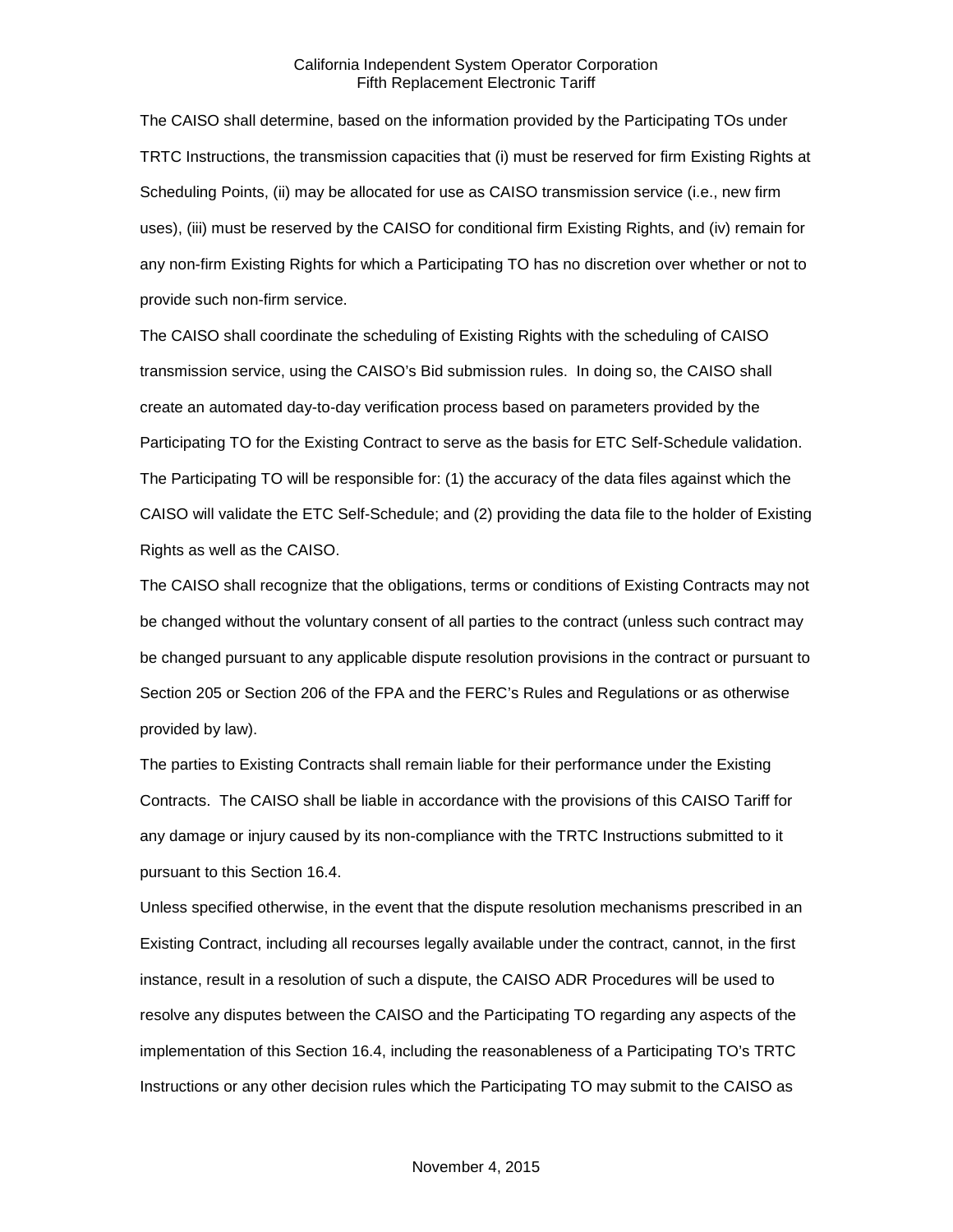The CAISO shall determine, based on the information provided by the Participating TOs under TRTC Instructions, the transmission capacities that (i) must be reserved for firm Existing Rights at Scheduling Points, (ii) may be allocated for use as CAISO transmission service (i.e., new firm uses), (iii) must be reserved by the CAISO for conditional firm Existing Rights, and (iv) remain for any non-firm Existing Rights for which a Participating TO has no discretion over whether or not to provide such non-firm service.

The CAISO shall coordinate the scheduling of Existing Rights with the scheduling of CAISO transmission service, using the CAISO's Bid submission rules. In doing so, the CAISO shall create an automated day-to-day verification process based on parameters provided by the Participating TO for the Existing Contract to serve as the basis for ETC Self-Schedule validation. The Participating TO will be responsible for: (1) the accuracy of the data files against which the CAISO will validate the ETC Self-Schedule; and (2) providing the data file to the holder of Existing Rights as well as the CAISO.

The CAISO shall recognize that the obligations, terms or conditions of Existing Contracts may not be changed without the voluntary consent of all parties to the contract (unless such contract may be changed pursuant to any applicable dispute resolution provisions in the contract or pursuant to Section 205 or Section 206 of the FPA and the FERC's Rules and Regulations or as otherwise provided by law).

The parties to Existing Contracts shall remain liable for their performance under the Existing Contracts. The CAISO shall be liable in accordance with the provisions of this CAISO Tariff for any damage or injury caused by its non-compliance with the TRTC Instructions submitted to it pursuant to this Section 16.4.

Unless specified otherwise, in the event that the dispute resolution mechanisms prescribed in an Existing Contract, including all recourses legally available under the contract, cannot, in the first instance, result in a resolution of such a dispute, the CAISO ADR Procedures will be used to resolve any disputes between the CAISO and the Participating TO regarding any aspects of the implementation of this Section 16.4, including the reasonableness of a Participating TO's TRTC Instructions or any other decision rules which the Participating TO may submit to the CAISO as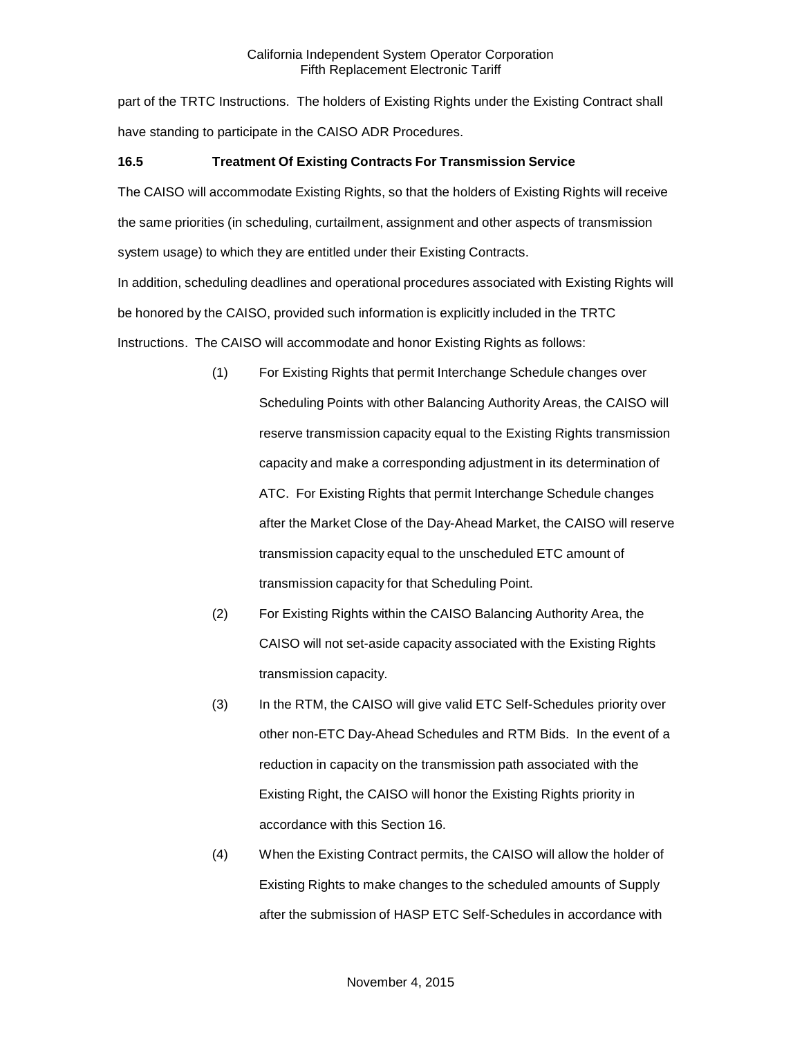part of the TRTC Instructions. The holders of Existing Rights under the Existing Contract shall have standing to participate in the CAISO ADR Procedures.

### 16.5 Treatment Of Existing Contracts For Transmission Service

The CAISO will accommodate Existing Rights, so that the holders of Existing Rights will receive the same priorities (in scheduling, curtailment, assignment and other aspects of transmission system usage) to which they are entitled under their Existing Contracts.

In addition, scheduling deadlines and operational procedures associated with Existing Rights will be honored by the CAISO, provided such information is explicitly included in the TRTC Instructions. The CAISO will accommodate and honor Existing Rights as follows:

(1) For Existing Rights that permit Interchange Schedule changes over Scheduling Points with other Balancing Authority Areas, the CAISO will reserve transmission capacity equal to the Existing Rights transmission capacity and make a corresponding adjustment in its determination of ATC. For Existing Rights that permit Interchange Schedule changes after the Market Close of the Day-Ahead Market, the CAISO will reserve transmission capacity equal to the unscheduled ETC amount of transmission capacity for that Scheduling Point.

(2) For Existing Rights within the CAISO Balancing Authority Area, the CAISO will not set-aside capacity associated with the Existing Rights transmission capacity.

(3) In the RTM, the CAISO will give valid ETC Self-Schedules priority over other non-ETC Day-Ahead Schedules and RTM Bids. In the event of a reduction in capacity on the transmission path associated with the Existing Right, the CAISO will honor the Existing Rights priority in accordance with this Section 16.

(4) When the Existing Contract permits, the CAISO will allow the holder of Existing Rights to make changes to the scheduled amounts of Supply after the submission of HASP ETC Self-Schedules in accordance with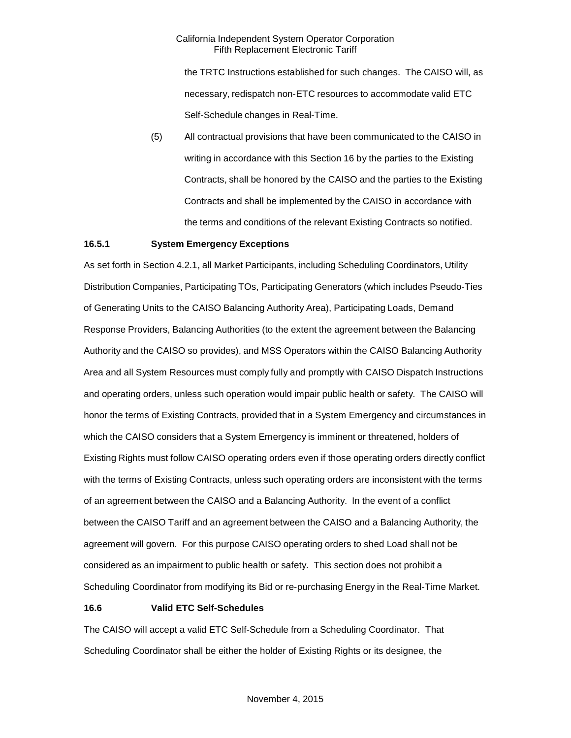the TRTC Instructions established for such changes. The CAISO will, as necessary, redispatch non-ETC resources to accommodate valid ETC Self-Schedule changes in Real-Time.

(5) All contractual provisions that have been communicated to the CAISO in writing in accordance with this Section 16 by the parties to the Existing Contracts, shall be honored by the CAISO and the parties to the Existing Contracts and shall be implemented by the CAISO in accordance with the terms and conditions of the relevant Existing Contracts so notified.

### 16.5.1 System Emergency Exceptions

As set forth in Section 4.2.1, all Market Participants, including Scheduling Coordinators, Utility Distribution Companies, Participating TOs, Participating Generators (which includes Pseudo-Ties of Generating Units to the CAISO Balancing Authority Area), Participating Loads, Demand Response Providers, Balancing Authorities (to the extent the agreement between the Balancing Authority and the CAISO so provides), and MSS Operators within the CAISO Balancing Authority Area and all System Resources must comply fully and promptly with CAISO Dispatch Instructions and operating orders, unless such operation would impair public health or safety. The CAISO will honor the terms of Existing Contracts, provided that in a System Emergency and circumstances in which the CAISO considers that a System Emergency is imminent or threatened, holders of Existing Rights must follow CAISO operating orders even if those operating orders directly conflict with the terms of Existing Contracts, unless such operating orders are inconsistent with the terms of an agreement between the CAISO and a Balancing Authority. In the event of a conflict between the CAISO Tariff and an agreement between the CAISO and a Balancing Authority, the agreement will govern. For this purpose CAISO operating orders to shed Load shall not be considered as an impairment to public health or safety. This section does not prohibit a Scheduling Coordinator from modifying its Bid or re-purchasing Energy in the Real-Time Market.

### 16.6 Valid ETC Self-Schedules

The CAISO will accept a valid ETC Self-Schedule from a Scheduling Coordinator. That Scheduling Coordinator shall be either the holder of Existing Rights or its designee, the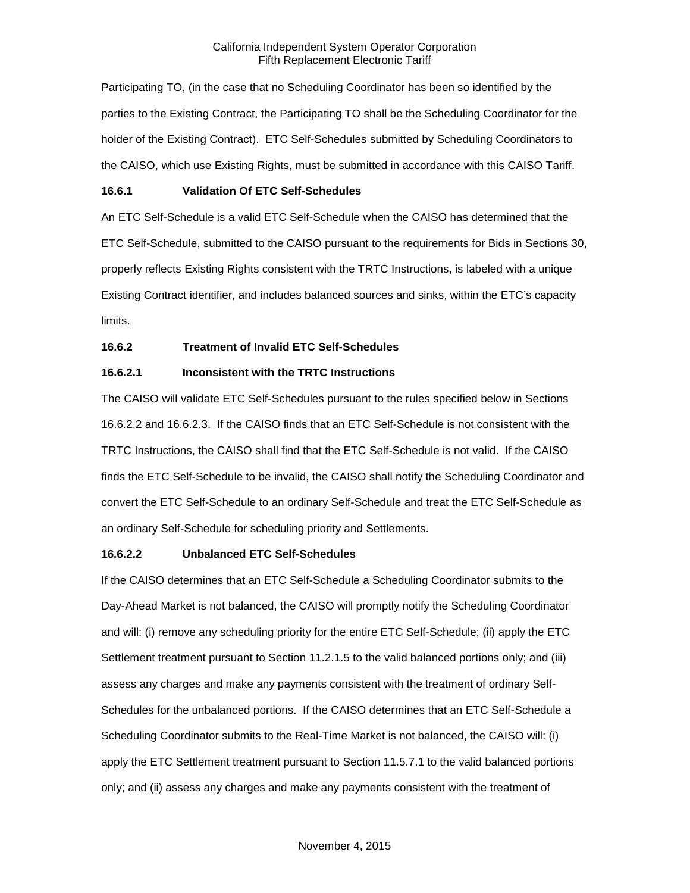Participating TO, (in the case that no Scheduling Coordinator has been so identified by the parties to the Existing Contract, the Participating TO shall be the Scheduling Coordinator for the holder of the Existing Contract). ETC Self-Schedules submitted by Scheduling Coordinators to the CAISO, which use Existing Rights, must be submitted in accordance with this CAISO Tariff.

**16.6.1 Validation Of ETC Self-Schedules**

An ETC Self-Schedule is a valid ETC Self-Schedule when the CAISO has determined that the ETC Self-Schedule, submitted to the CAISO pursuant to the requirements for Bids in Sections 30, properly reflects Existing Rights consistent with the TRTC Instructions, is labeled with a unique Existing Contract identifier, and includes balanced sources and sinks, within the ETC's capacity limits.

**16.6.2 Treatment of Invalid ETC Self-Schedules**

**16.6.2.1 Inconsistent with the TRTC Instructions**

The CAISO will validate ETC Self-Schedules pursuant to the rules specified below in Sections 16.6.2.2 and 16.6.2.3. If the CAISO finds that an ETC Self-Schedule is not consistent with the TRTC Instructions, the CAISO shall find that the ETC Self-Schedule is not valid. If the CAISO finds the ETC Self-Schedule to be invalid, the CAISO shall notify the Scheduling Coordinator and convert the ETC Self-Schedule to an ordinary Self-Schedule and treat the ETC Self-Schedule as an ordinary Self-Schedule for scheduling priority and Settlements.

**16.6.2.2 Unbalanced ETC Self-Schedules**

If the CAISO determines that an ETC Self-Schedule a Scheduling Coordinator submits to the Day-Ahead Market is not balanced, the CAISO will promptly notify the Scheduling Coordinator and will: (i) remove any scheduling priority for the entire ETC Self-Schedule; (ii) apply the ETC Settlement treatment pursuant to Section 11.2.1.5 to the valid balanced portions only; and (iii) assess any charges and make any payments consistent with the treatment of ordinary Self-Schedules for the unbalanced portions. If the CAISO determines that an ETC Self-Schedule a Scheduling Coordinator submits to the Real-Time Market is not balanced, the CAISO will: (i) apply the ETC Settlement treatment pursuant to Section 11.5.7.1 to the valid balanced portions only; and (ii) assess any charges and make any payments consistent with the treatment of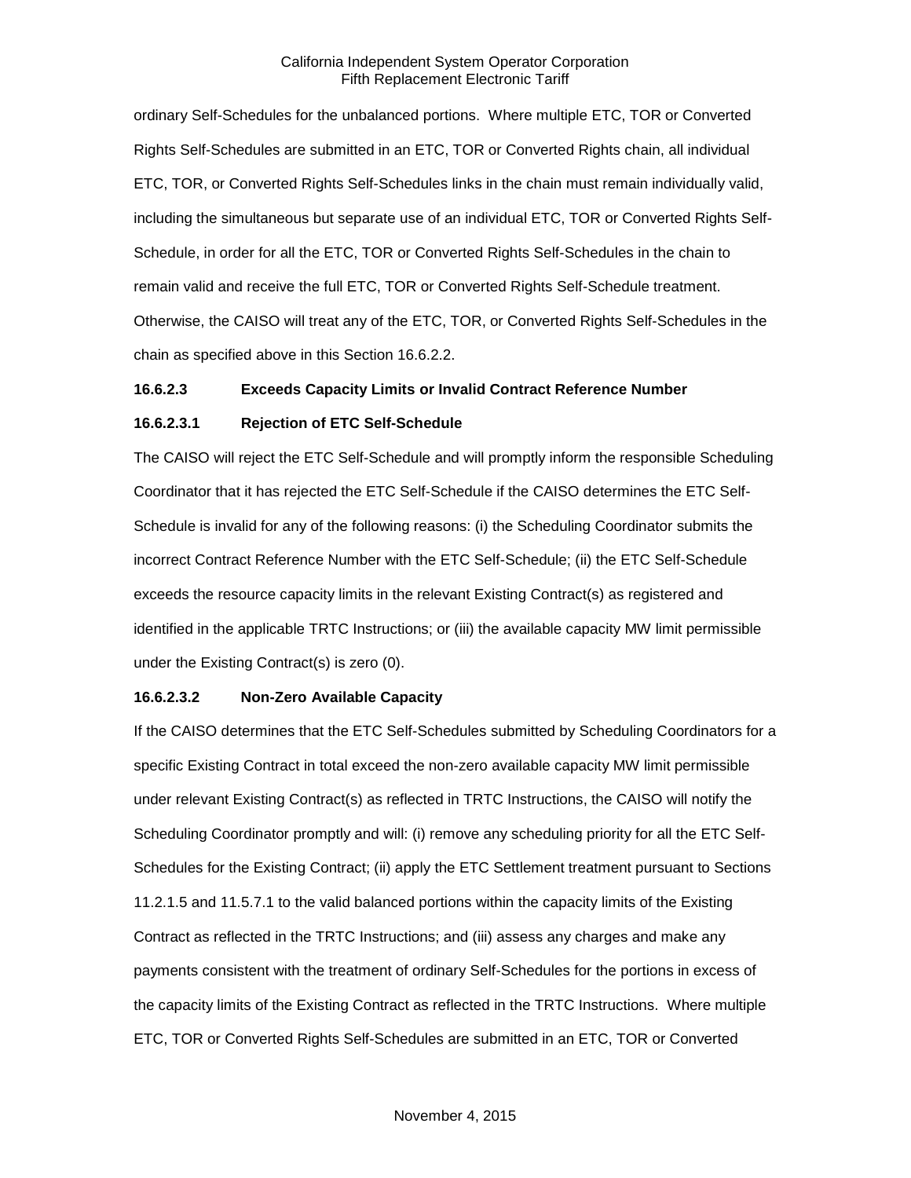ordinary Self-Schedules for the unbalanced portions. Where multiple ETC, TOR or Converted Rights Self-Schedules are submitted in an ETC, TOR or Converted Rights chain, all individual ETC, TOR, or Converted Rights Self-Schedules links in the chain must remain individually valid, including the simultaneous but separate use of an individual ETC, TOR or Converted Rights Self-Schedule, in order for all the ETC, TOR or Converted Rights Self-Schedules in the chain to remain valid and receive the full ETC, TOR or Converted Rights Self-Schedule treatment. Otherwise, the CAISO will treat any of the ETC, TOR, or Converted Rights Self-Schedules in the chain as specified above in this Section 16.6.2.2.

**16.6.2.3 Exceeds Capacity Limits or Invalid Contract Reference Number**

**16.6.2.3.1 Rejection of ETC Self-Schedule**

The CAISO will reject the ETC Self-Schedule and will promptly inform the responsible Scheduling Coordinator that it has rejected the ETC Self-Schedule if the CAISO determines the ETC Self-Schedule is invalid for any of the following reasons: (i) the Scheduling Coordinator submits the incorrect Contract Reference Number with the ETC Self-Schedule; (ii) the ETC Self-Schedule exceeds the resource capacity limits in the relevant Existing Contract(s) as registered and identified in the applicable TRTC Instructions; or (iii) the available capacity MW limit permissible under the Existing Contract(s) is zero (0).

**16.6.2.3.2 Non-Zero Available Capacity**

If the CAISO determines that the ETC Self-Schedules submitted by Scheduling Coordinators for a specific Existing Contract in total exceed the non-zero available capacity MW limit permissible under relevant Existing Contract(s) as reflected in TRTC Instructions, the CAISO will notify the Scheduling Coordinator promptly and will: (i) remove any scheduling priority for all the ETC Self-Schedules for the Existing Contract; (ii) apply the ETC Settlement treatment pursuant to Sections 11.2.1.5 and 11.5.7.1 to the valid balanced portions within the capacity limits of the Existing Contract as reflected in the TRTC Instructions; and (iii) assess any charges and make any payments consistent with the treatment of ordinary Self-Schedules for the portions in excess of the capacity limits of the Existing Contract as reflected in the TRTC Instructions. Where multiple ETC, TOR or Converted Rights Self-Schedules are submitted in an ETC, TOR or Converted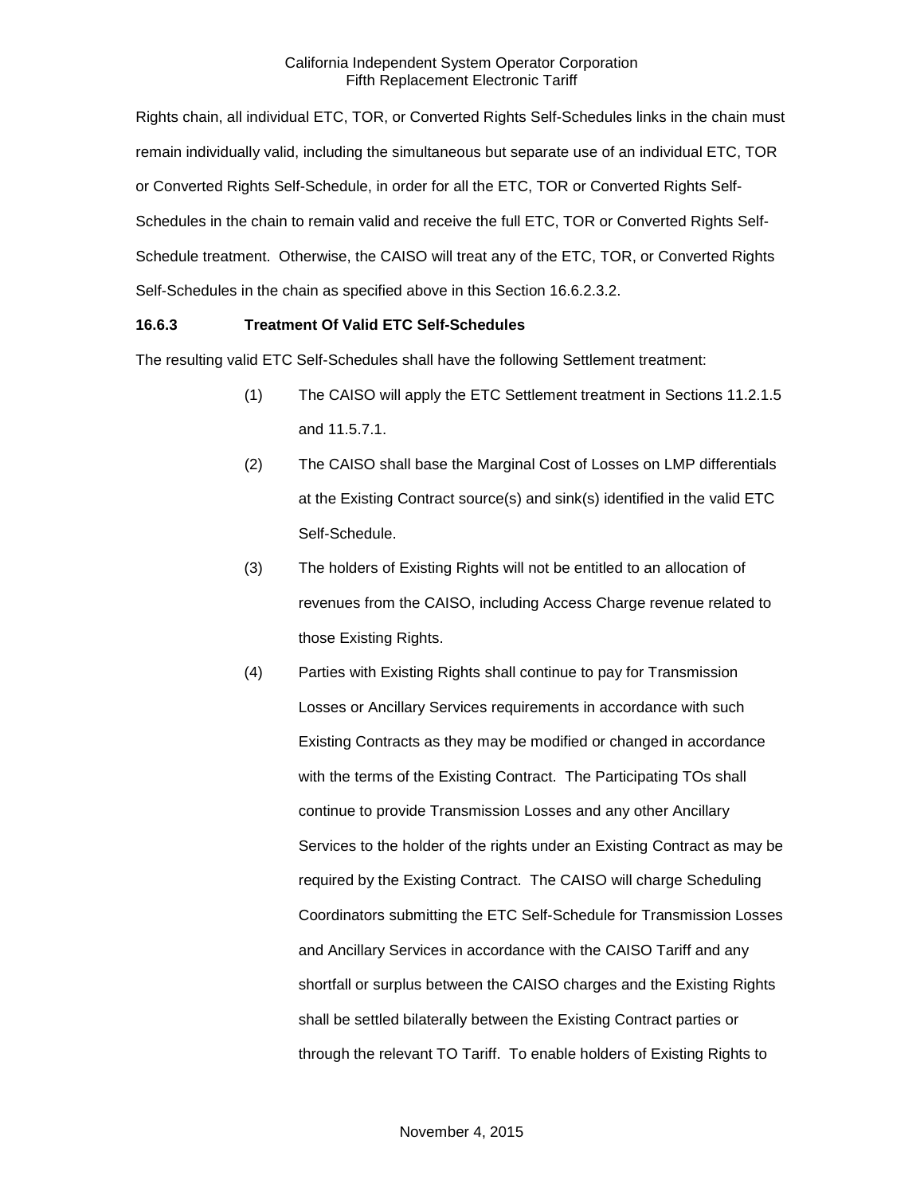Rights chain, all individual ETC, TOR, or Converted Rights Self-Schedules links in the chain must remain individually valid, including the simultaneous but separate use of an individual ETC, TOR or Converted Rights Self-Schedule, in order for all the ETC, TOR or Converted Rights Self-Schedules in the chain to remain valid and receive the full ETC, TOR or Converted Rights Self-Schedule treatment. Otherwise, the CAISO will treat any of the ETC, TOR, or Converted Rights Self-Schedules in the chain as specified above in this Section 16.6.2.3.2.

**16.6.3 Treatment Of Valid ETC Self-Schedules**

The resulting valid ETC Self-Schedules shall have the following Settlement treatment:

(1) The CAISO will apply the ETC Settlement treatment in Sections 11.2.1.5 and 11.5.7.1.

(2) The CAISO shall base the Marginal Cost of Losses on LMP differentials at the Existing Contract source(s) and sink(s) identified in the valid ETC Self-Schedule.

(3) The holders of Existing Rights will not be entitled to an allocation of revenues from the CAISO, including Access Charge revenue related to those Existing Rights.

(4) Parties with Existing Rights shall continue to pay for Transmission Losses or Ancillary Services requirements in accordance with such Existing Contracts as they may be modified or changed in accordance with the terms of the Existing Contract. The Participating TOs shall continue to provide Transmission Losses and any other Ancillary Services to the holder of the rights under an Existing Contract as may be required by the Existing Contract. The CAISO will charge Scheduling Coordinators submitting the ETC Self-Schedule for Transmission Losses and Ancillary Services in accordance with the CAISO Tariff and any shortfall or surplus between the CAISO charges and the Existing Rights shall be settled bilaterally between the Existing Contract parties or through the relevant TO Tariff. To enable holders of Existing Rights to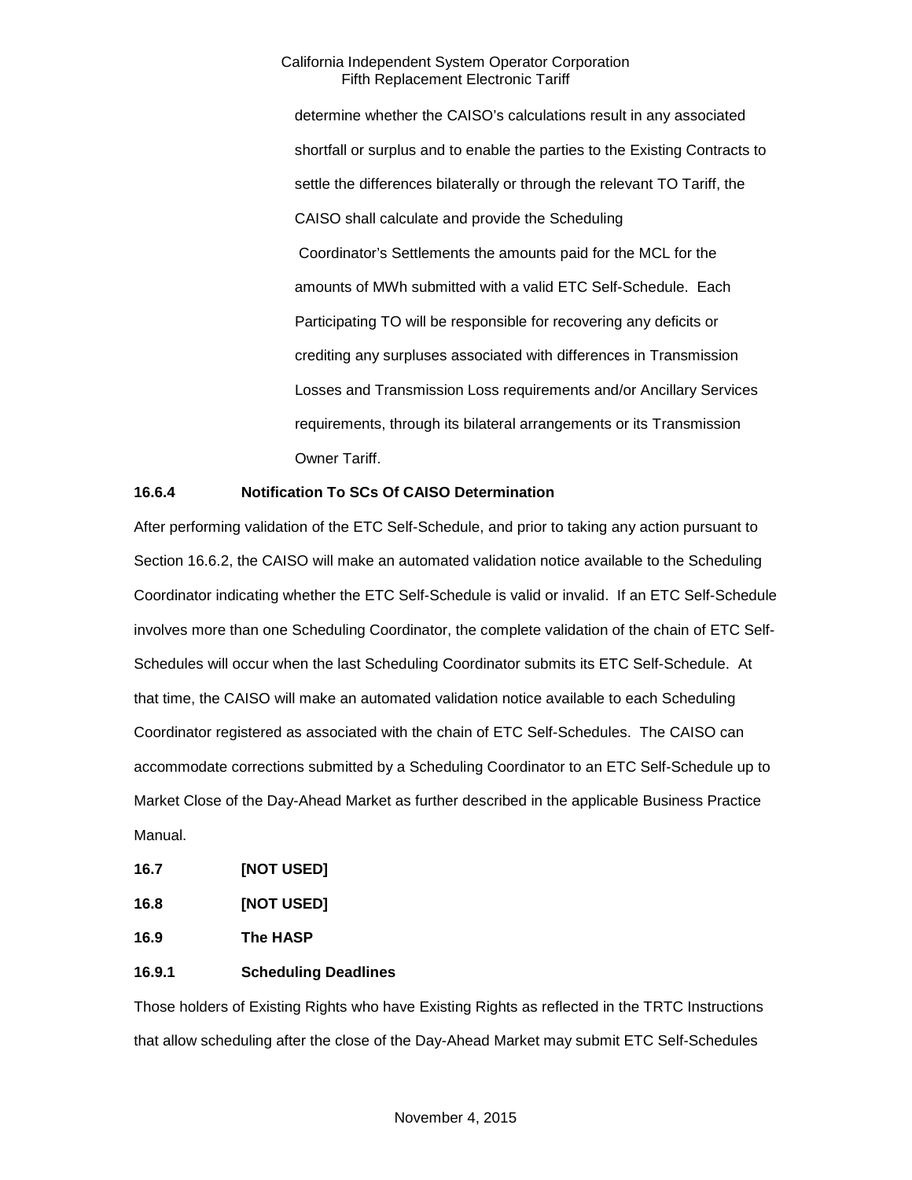determine whether the CAISO's calculations result in any associated shortfall or surplus and to enable the parties to the Existing Contracts to settle the differences bilaterally or through the relevant TO Tariff, the CAISO shall calculate and provide the Scheduling Coordinator's Settlements the amounts paid for the MCL for the amounts of MWh submitted with a valid ETC Self-Schedule. Each Participating TO will be responsible for recovering any deficits or crediting any surpluses associated with differences in Transmission Losses and Transmission Loss requirements and/or Ancillary Services requirements, through its bilateral arrangements or its Transmission Owner Tariff.

**16.6.4 Notification To SCs Of CAISO Determination**

After performing validation of the ETC Self-Schedule, and prior to taking any action pursuant to Section 16.6.2, the CAISO will make an automated validation notice available to the Scheduling Coordinator indicating whether the ETC Self-Schedule is valid or invalid. If an ETC Self-Schedule involves more than one Scheduling Coordinator, the complete validation of the chain of ETC Self-Schedules will occur when the last Scheduling Coordinator submits its ETC Self-Schedule. At that time, the CAISO will make an automated validation notice available to each Scheduling Coordinator registered as associated with the chain of ETC Self-Schedules. The CAISO can accommodate corrections submitted by a Scheduling Coordinator to an ETC Self-Schedule up to Market Close of the Day-Ahead Market as further described in the applicable Business Practice Manual.

**16.7 [NOT USED]**

**16.8 [NOT USED]**

**16.9 The HASP**

**16.9.1 Scheduling Deadlines**

Those holders of Existing Rights who have Existing Rights as reflected in the TRTC Instructions that allow scheduling after the close of the Day-Ahead Market may submit ETC Self-Schedules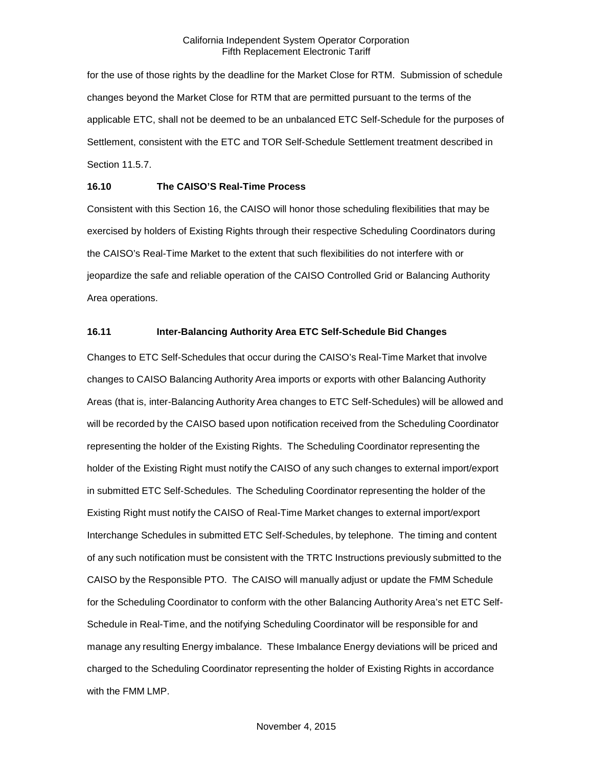for the use of those rights by the deadline for the Market Close for RTM. Submission of schedule changes beyond the Market Close for RTM that are permitted pursuant to the terms of the applicable ETC, shall not be deemed to be an unbalanced ETC Self-Schedule for the purposes of Settlement, consistent with the ETC and TOR Self-Schedule Settlement treatment described in Section 11.5.7.

### 16.10 The CAISO'S Real-Time Process

Consistent with this Section 16, the CAISO will honor those scheduling flexibilities that may be exercised by holders of Existing Rights through their respective Scheduling Coordinators during the CAISO's Real-Time Market to the extent that such flexibilities do not interfere with or jeopardize the safe and reliable operation of the CAISO Controlled Grid or Balancing Authority Area operations.

### 16.11 Inter-Balancing Authority Area ETC Self-Schedule Bid Changes

Changes to ETC Self-Schedules that occur during the CAISO's Real-Time Market that involve changes to CAISO Balancing Authority Area imports or exports with other Balancing Authority Areas (that is, inter-Balancing Authority Area changes to ETC Self-Schedules) will be allowed and will be recorded by the CAISO based upon notification received from the Scheduling Coordinator representing the holder of the Existing Rights. The Scheduling Coordinator representing the holder of the Existing Right must notify the CAISO of any such changes to external import/export in submitted ETC Self-Schedules. The Scheduling Coordinator representing the holder of the Existing Right must notify the CAISO of Real-Time Market changes to external import/export Interchange Schedules in submitted ETC Self-Schedules, by telephone. The timing and content of any such notification must be consistent with the TRTC Instructions previously submitted to the CAISO by the Responsible PTO. The CAISO will manually adjust or update the FMM Schedule for the Scheduling Coordinator to conform with the other Balancing Authority Area's net ETC Self-Schedule in Real-Time, and the notifying Scheduling Coordinator will be responsible for and manage any resulting Energy imbalance. These Imbalance Energy deviations will be priced and charged to the Scheduling Coordinator representing the holder of Existing Rights in accordance with the FMM LMP.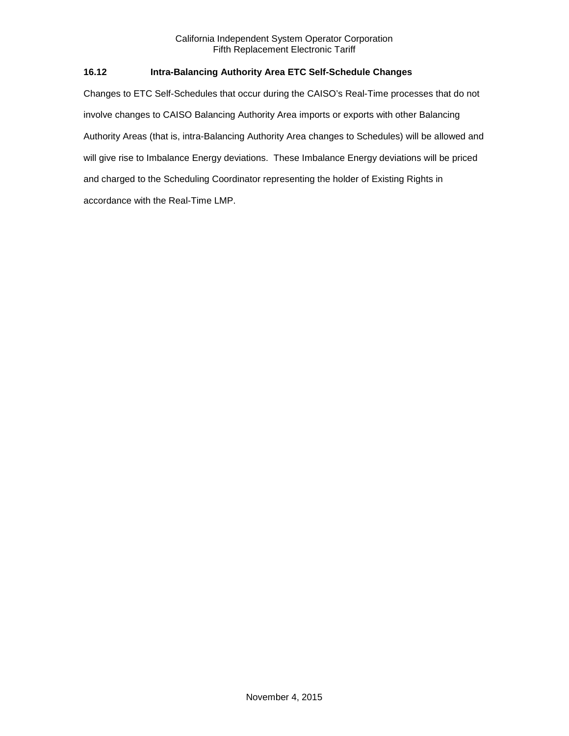### 16.12 Intra-Balancing Authority Area ETC Self-Schedule Changes

Changes to ETC Self-Schedules that occur during the CAISO's Real-Time processes that do not involve changes to CAISO Balancing Authority Area imports or exports with other Balancing Authority Areas (that is, intra-Balancing Authority Area changes to Schedules) will be allowed and will give rise to Imbalance Energy deviations. These Imbalance Energy deviations will be priced and charged to the Scheduling Coordinator representing the holder of Existing Rights in accordance with the Real-Time LMP.